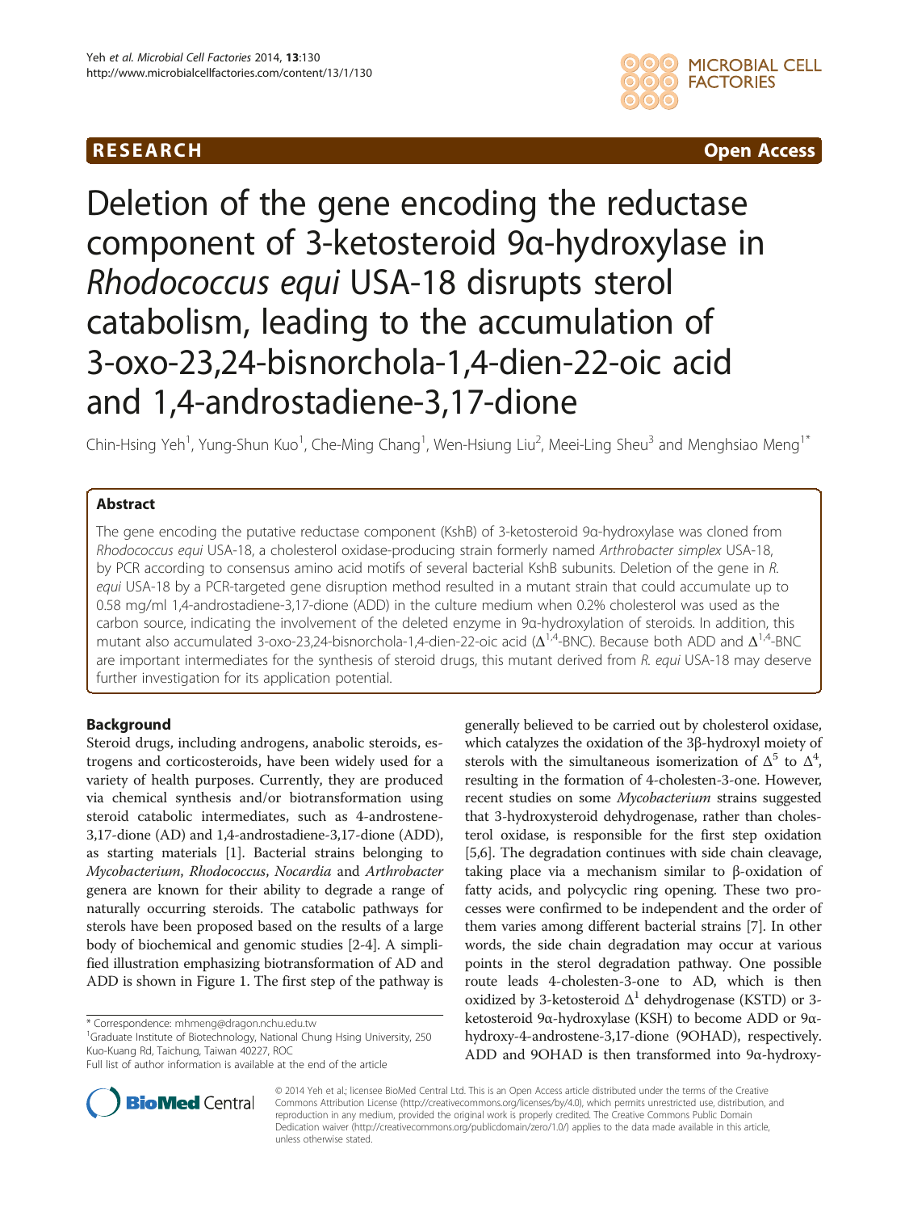RESEARCH Open Access

# Deletion of the gene encoding the reductase component of 3-ketosteroid 9α-hydroxylase in *Rhodococcus equi* USA-18 disrupts sterol catabolism, leading to the accumulation of 3-oxo-23,24-bisnorchola-1,4-dien-22-oic acid and 1,4-androstadiene-3,17-dione

Chin-Hsing Yeh[1], Yung-Shun Kuo[1], Che-Ming Chang[1], Wen-Hsiung Liu[2], Meei-Ling Sheu[3] and Menghsiao Meng[1*]

## Abstract

The gene encoding the putative reductase component (KshB) of 3-ketosteroid 9α-hydroxylase was cloned from *Rhodococcus equi* USA-18, a cholesterol oxidase-producing strain formerly named *Arthrobacter simplex* USA-18, by PCR according to consensus amino acid motifs of several bacterial KshB subunits. Deletion of the gene in *R. equi* USA-18 by a PCR-targeted gene disruption method resulted in a mutant strain that could accumulate up to 0.58 mg/ml 1,4-androstadiene-3,17-dione (ADD) in the culture medium when 0.2% cholesterol was used as the carbon source, indicating the involvement of the deleted enzyme in 9α-hydroxylation of steroids. In addition, this mutant also accumulated 3-oxo-23,24-bisnorchola-1,4-dien-22-oic acid ($\Delta^{1,4}$-BNC). Because both ADD and $\Delta^{1,4}$-BNC are important intermediates for the synthesis of steroid drugs, this mutant derived from *R. equi* USA-18 may deserve further investigation for its application potential.

## Background

Steroid drugs, including androgens, anabolic steroids, estrogens and corticosteroids, have been widely used for a variety of health purposes. Currently, they are produced via chemical synthesis and/or biotransformation using steroid catabolic intermediates, such as 4-androstene-3,17-dione (AD) and 1,4-androstadiene-3,17-dione (ADD), as starting materials [1]. Bacterial strains belonging to *Mycobacterium*, *Rhodococcus*, *Nocardia* and *Arthrobacter* genera are known for their ability to degrade a range of naturally occurring steroids. The catabolic pathways for sterols have been proposed based on the results of a large body of biochemical and genomic studies [2-4]. A simplified illustration emphasizing biotransformation of AD and ADD is shown in Figure 1. The first step of the pathway is generally believed to be carried out by cholesterol oxidase, which catalyzes the oxidation of the 3β-hydroxyl moiety of sterols with the simultaneous isomerization of $\Delta^5$ to $\Delta^4$, resulting in the formation of 4-cholesten-3-one. However, recent studies on some *Mycobacterium* strains suggested that 3-hydroxysteroid dehydrogenase, rather than cholesterol oxidase, is responsible for the first step oxidation [5,6]. The degradation continues with side chain cleavage, taking place via a mechanism similar to β-oxidation of fatty acids, and polycyclic ring opening. These two processes were confirmed to be independent and the order of them varies among different bacterial strains [7]. In other words, the side chain degradation may occur at various points in the sterol degradation pathway. One possible route leads 4-cholesten-3-one to AD, which is then oxidized by 3-ketosteroid $\Delta^1$ dehydrogenase (KSTD) or 3-ketosteroid 9α-hydroxylase (KSH) to become ADD or 9α-hydroxy-4-androstene-3,17-dione (9OHAD), respectively. ADD and 9OHAD is then transformed into 9α-hydroxy-

\* Correspondence: mhmeng@dragon.nchu.edu.tw
[1]Graduate Institute of Biotechnology, National Chung Hsing University, 250 Kuo-Kuang Rd, Taichung, Taiwan 40227, ROC
Full list of author information is available at the end of the article

© 2014 Yeh et al.; licensee BioMed Central Ltd. This is an Open Access article distributed under the terms of the Creative Commons Attribution License (http://creativecommons.org/licenses/by/4.0), which permits unrestricted use, distribution, and reproduction in any medium, provided the original work is properly credited. The Creative Commons Public Domain Dedication waiver (http://creativecommons.org/publicdomain/zero/1.0/) applies to the data made available in this article, unless otherwise stated.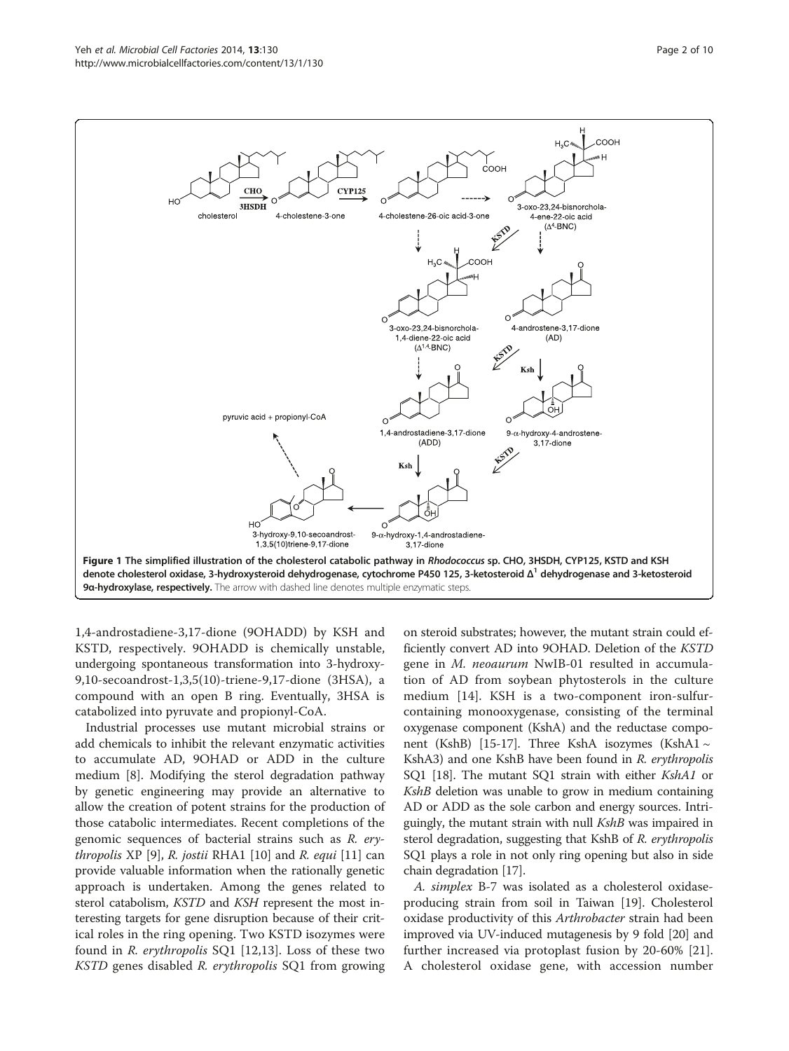**Figure 1 The simplified illustration of the cholesterol catabolic pathway in *Rhodococcus* sp. CHO, 3HSDH, CYP125, KSTD and KSH denote cholesterol oxidase, 3-hydroxysteroid dehydrogenase, cytochrome P450 125, 3-ketosteroid $\Delta^1$ dehydrogenase and 3-ketosteroid 9α-hydroxylase, respectively.** The arrow with dashed line denotes multiple enzymatic steps.

1,4-androstadiene-3,17-dione (9OHADD) by KSH and KSTD, respectively. 9OHADD is chemically unstable, undergoing spontaneous transformation into 3-hydroxy-9,10-secoandrost-1,3,5(10)-triene-9,17-dione (3HSA), a compound with an open B ring. Eventually, 3HSA is catabolized into pyruvate and propionyl-CoA.

Industrial processes use mutant microbial strains or add chemicals to inhibit the relevant enzymatic activities to accumulate AD, 9OHAD or ADD in the culture medium [8]. Modifying the sterol degradation pathway by genetic engineering may provide an alternative to allow the creation of potent strains for the production of those catabolic intermediates. Recent completions of the genomic sequences of bacterial strains such as *R. erythropolis* XP [9], *R. jostii* RHA1 [10] and *R. equi* [11] can provide valuable information when the rationally genetic approach is undertaken. Among the genes related to sterol catabolism, *KSTD* and *KSH* represent the most interesting targets for gene disruption because of their critical roles in the ring opening. Two KSTD isozymes were found in *R. erythropolis* SQ1 [12,13]. Loss of these two *KSTD* genes disabled *R. erythropolis* SQ1 from growing on steroid substrates; however, the mutant strain could efficiently convert AD into 9OHAD. Deletion of the *KSTD* gene in *M. neoaurum* NwIB-01 resulted in accumulation of AD from soybean phytosterols in the culture medium [14]. KSH is a two-component iron-sulfur-containing monooxygenase, consisting of the terminal oxygenase component (KshA) and the reductase component (KshB) [15-17]. Three KshA isozymes (KshA1 ~ KshA3) and one KshB have been found in *R. erythropolis* SQ1 [18]. The mutant SQ1 strain with either *KshA1* or *KshB* deletion was unable to grow in medium containing AD or ADD as the sole carbon and energy sources. Intriguingly, the mutant strain with null *KshB* was impaired in sterol degradation, suggesting that KshB of *R. erythropolis* SQ1 plays a role in not only ring opening but also in side chain degradation [17].

*A. simplex* B-7 was isolated as a cholesterol oxidase-producing strain from soil in Taiwan [19]. Cholesterol oxidase productivity of this *Arthrobacter* strain had been improved via UV-induced mutagenesis by 9 fold [20] and further increased via protoplast fusion by 20-60% [21]. A cholesterol oxidase gene, with accession number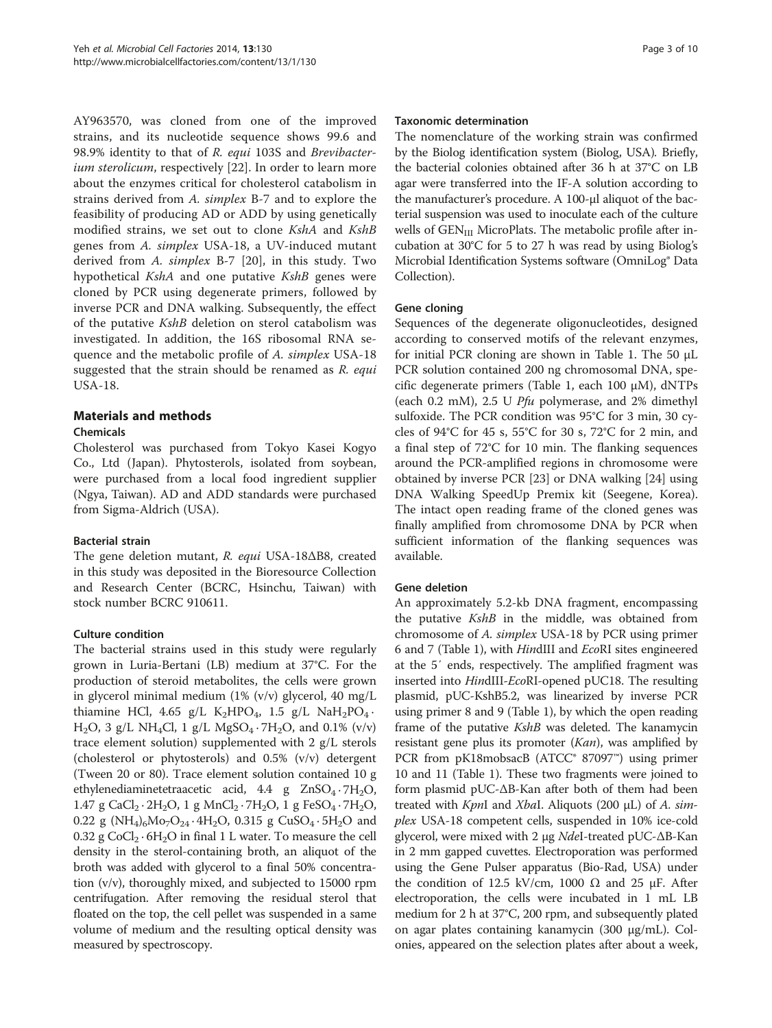AY963570, was cloned from one of the improved strains, and its nucleotide sequence shows 99.6 and 98.9% identity to that of *R. equi* 103S and *Brevibacterium sterolicum*, respectively [22]. In order to learn more about the enzymes critical for cholesterol catabolism in strains derived from *A. simplex* B-7 and to explore the feasibility of producing AD or ADD by using genetically modified strains, we set out to clone *KshA* and *KshB* genes from *A. simplex* USA-18, a UV-induced mutant derived from *A. simplex* B-7 [20], in this study. Two hypothetical *KshA* and one putative *KshB* genes were cloned by PCR using degenerate primers, followed by inverse PCR and DNA walking. Subsequently, the effect of the putative *KshB* deletion on sterol catabolism was investigated. In addition, the 16S ribosomal RNA sequence and the metabolic profile of *A. simplex* USA-18 suggested that the strain should be renamed as *R. equi* USA-18.

## Materials and methods

### Chemicals

Cholesterol was purchased from Tokyo Kasei Kogyo Co., Ltd (Japan). Phytosterols, isolated from soybean, were purchased from a local food ingredient supplier (Ngya, Taiwan). AD and ADD standards were purchased from Sigma-Aldrich (USA).

### Bacterial strain

The gene deletion mutant, *R. equi* USA-18ΔB8, created in this study was deposited in the Bioresource Collection and Research Center (BCRC, Hsinchu, Taiwan) with stock number BCRC 910611.

### Culture condition

The bacterial strains used in this study were regularly grown in Luria-Bertani (LB) medium at 37°C. For the production of steroid metabolites, the cells were grown in glycerol minimal medium (1% (v/v) glycerol, 40 mg/L thiamine HCl, 4.65 g/L $K_2HPO_4$, 1.5 g/L $NaH_2PO_4 \cdot H_2O$, 3 g/L $NH_4Cl$, 1 g/L $MgSO_4 \cdot 7H_2O$, and 0.1% (v/v) trace element solution) supplemented with 2 g/L sterols (cholesterol or phytosterols) and 0.5% (v/v) detergent (Tween 20 or 80). Trace element solution contained 10 g ethylenediaminetetraacetic acid, 4.4 g $ZnSO_4 \cdot 7H_2O$, 1.47 g $CaCl_2 \cdot 2H_2O$, 1 g $MnCl_2 \cdot 7H_2O$, 1 g $FeSO_4 \cdot 7H_2O$, 0.22 g $(NH_4)_6Mo_7O_{24} \cdot 4H_2O$, 0.315 g $CuSO_4 \cdot 5H_2O$ and 0.32 g $CoCl_2 \cdot 6H_2O$ in final 1 L water. To measure the cell density in the sterol-containing broth, an aliquot of the broth was added with glycerol to a final 50% concentration (v/v), thoroughly mixed, and subjected to 15000 rpm centrifugation. After removing the residual sterol that floated on the top, the cell pellet was suspended in a same volume of medium and the resulting optical density was measured by spectroscopy.

### Taxonomic determination

The nomenclature of the working strain was confirmed by the Biolog identification system (Biolog, USA). Briefly, the bacterial colonies obtained after 36 h at 37°C on LB agar were transferred into the IF-A solution according to the manufacturer's procedure. A 100-μl aliquot of the bacterial suspension was used to inoculate each of the culture wells of $GEN_{III}$ MicroPlats. The metabolic profile after incubation at 30°C for 5 to 27 h was read by using Biolog's Microbial Identification Systems software (OmniLog® Data Collection).

### Gene cloning

Sequences of the degenerate oligonucleotides, designed according to conserved motifs of the relevant enzymes, for initial PCR cloning are shown in Table 1. The 50 μL PCR solution contained 200 ng chromosomal DNA, specific degenerate primers (Table 1, each 100 μM), dNTPs (each 0.2 mM), 2.5 U *Pfu* polymerase, and 2% dimethyl sulfoxide. The PCR condition was 95°C for 3 min, 30 cycles of 94°C for 45 s, 55°C for 30 s, 72°C for 2 min, and a final step of 72°C for 10 min. The flanking sequences around the PCR-amplified regions in chromosome were obtained by inverse PCR [23] or DNA walking [24] using DNA Walking SpeedUp Premix kit (Seegene, Korea). The intact open reading frame of the cloned genes was finally amplified from chromosome DNA by PCR when sufficient information of the flanking sequences was available.

### Gene deletion

An approximately 5.2-kb DNA fragment, encompassing the putative *KshB* in the middle, was obtained from chromosome of *A. simplex* USA-18 by PCR using primer 6 and 7 (Table 1), with *Hin*dIII and *Eco*RI sites engineered at the 5′ ends, respectively. The amplified fragment was inserted into *Hin*dIII-*Eco*RI-opened pUC18. The resulting plasmid, pUC-KshB5.2, was linearized by inverse PCR using primer 8 and 9 (Table 1), by which the open reading frame of the putative *KshB* was deleted. The kanamycin resistant gene plus its promoter (*Kan*), was amplified by PCR from pK18mobsacB (ATCC® 87097™) using primer 10 and 11 (Table 1). These two fragments were joined to form plasmid pUC-ΔB-Kan after both of them had been treated with *Kpn*I and *Xba*I. Aliquots (200 μL) of *A. simplex* USA-18 competent cells, suspended in 10% ice-cold glycerol, were mixed with 2 μg *Nde*I-treated pUC-ΔB-Kan in 2 mm gapped cuvettes. Electroporation was performed using the Gene Pulser apparatus (Bio-Rad, USA) under the condition of 12.5 kV/cm, 1000 Ω and 25 μF. After electroporation, the cells were incubated in 1 mL LB medium for 2 h at 37°C, 200 rpm, and subsequently plated on agar plates containing kanamycin (300 μg/mL). Colonies, appeared on the selection plates after about a week,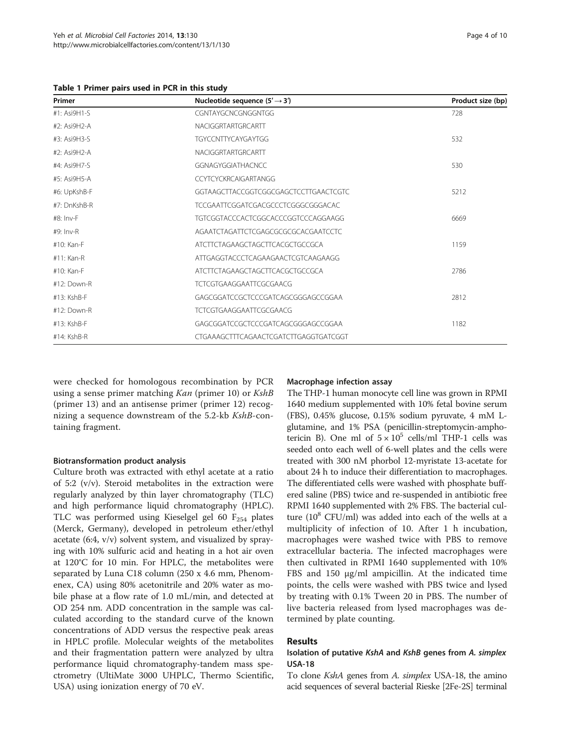**Table 1 Primer pairs used in PCR in this study**

| Primer | Nucleotide sequence (5′ → 3′) | Product size (bp) |
| --- | --- | --- |
| #1: Asi9H1-S | CGNTAYGCNCGNGGNTGG | 728 |
| #2: Asi9H2-A | NACIGGRTARTGRCARTT | |
| #3: Asi9H3-S | TGYCCNTTYCAYGAYTGG | 532 |
| #2: Asi9H2-A | NACIGGRTARTGRCARTT | |
| #4: Asi9H7-S | GGNAGYGGIATHACNCC | 530 |
| #5: Asi9H5-A | CCYTCYCKRCAIGARTANGG | |
| #6: UpKshB-F | GGTAAGCTTACCGGTCGGCGAGCTCCTTGAACTCGTC | 5212 |
| #7: DnKshB-R | TCCGAATTCGGATCGACGCCCTCGGGCGGGACAC | |
| #8: Inv-F | TGTCGGTACCCACTCGGCACCCGGTCCCAGGAAGG | 6669 |
| #9: Inv-R | AGAATCTAGATTCTCGAGCGCGCGCACGAATCCTC | |
| #10: Kan-F | ATCTTCTAGAAGCTAGCTTCACGCTGCCGCA | 1159 |
| #11: Kan-R | ATTGAGGTACCCTCAGAAGAACTCGTCAAGAAGG | |
| #10: Kan-F | ATCTTCTAGAAGCTAGCTTCACGCTGCCGCA | 2786 |
| #12: Down-R | TCTCGTGAAGGAATTCGCGAACG | |
| #13: KshB-F | GAGCGGATCCGCTCCCGATCAGCGGGAGCCGGAA | 2812 |
| #12: Down-R | TCTCGTGAAGGAATTCGCGAACG | |
| #13: KshB-F | GAGCGGATCCGCTCCCGATCAGCGGGAGCCGGAA | 1182 |
| #14: KshB-R | CTGAAAGCTTTCAGAACTCGATCTTGAGGTGATCGGT | |

were checked for homologous recombination by PCR using a sense primer matching *Kan* (primer 10) or *KshB* (primer 13) and an antisense primer (primer 12) recognizing a sequence downstream of the 5.2-kb *KshB*-containing fragment.

#### Biotransformation product analysis

Culture broth was extracted with ethyl acetate at a ratio of 5:2 (v/v). Steroid metabolites in the extraction were regularly analyzed by thin layer chromatography (TLC) and high performance liquid chromatography (HPLC). TLC was performed using Kieselgel gel 60 $F_{254}$ plates (Merck, Germany), developed in petroleum ether/ethyl acetate (6:4, v/v) solvent system, and visualized by spraying with 10% sulfuric acid and heating in a hot air oven at 120°C for 10 min. For HPLC, the metabolites were separated by Luna C18 column (250 x 4.6 mm, Phenomenex, CA) using 80% acetonitrile and 20% water as mobile phase at a flow rate of 1.0 mL/min, and detected at OD 254 nm. ADD concentration in the sample was calculated according to the standard curve of the known concentrations of ADD versus the respective peak areas in HPLC profile. Molecular weights of the metabolites and their fragmentation pattern were analyzed by ultra performance liquid chromatography-tandem mass spectrometry (UltiMate 3000 UHPLC, Thermo Scientific, USA) using ionization energy of 70 eV.

#### Macrophage infection assay

The THP-1 human monocyte cell line was grown in RPMI 1640 medium supplemented with 10% fetal bovine serum (FBS), 0.45% glucose, 0.15% sodium pyruvate, 4 mM L-glutamine, and 1% PSA (penicillin-streptomycin-amphotericin B). One ml of $5 \times 10^5$ cells/ml THP-1 cells was seeded onto each well of 6-well plates and the cells were treated with 300 nM phorbol 12-myristate 13-acetate for about 24 h to induce their differentiation to macrophages. The differentiated cells were washed with phosphate buffered saline (PBS) twice and re-suspended in antibiotic free RPMI 1640 supplemented with 2% FBS. The bacterial culture ($10^8$ CFU/ml) was added into each of the wells at a multiplicity of infection of 10. After 1 h incubation, macrophages were washed twice with PBS to remove extracellular bacteria. The infected macrophages were then cultivated in RPMI 1640 supplemented with 10% FBS and 150 μg/ml ampicillin. At the indicated time points, the cells were washed with PBS twice and lysed by treating with 0.1% Tween 20 in PBS. The number of live bacteria released from lysed macrophages was determined by plate counting.

## Results

### Isolation of putative *KshA* and *KshB* genes from *A. simplex* USA-18

To clone *KshA* genes from *A. simplex* USA-18, the amino acid sequences of several bacterial Rieske [2Fe-2S] terminal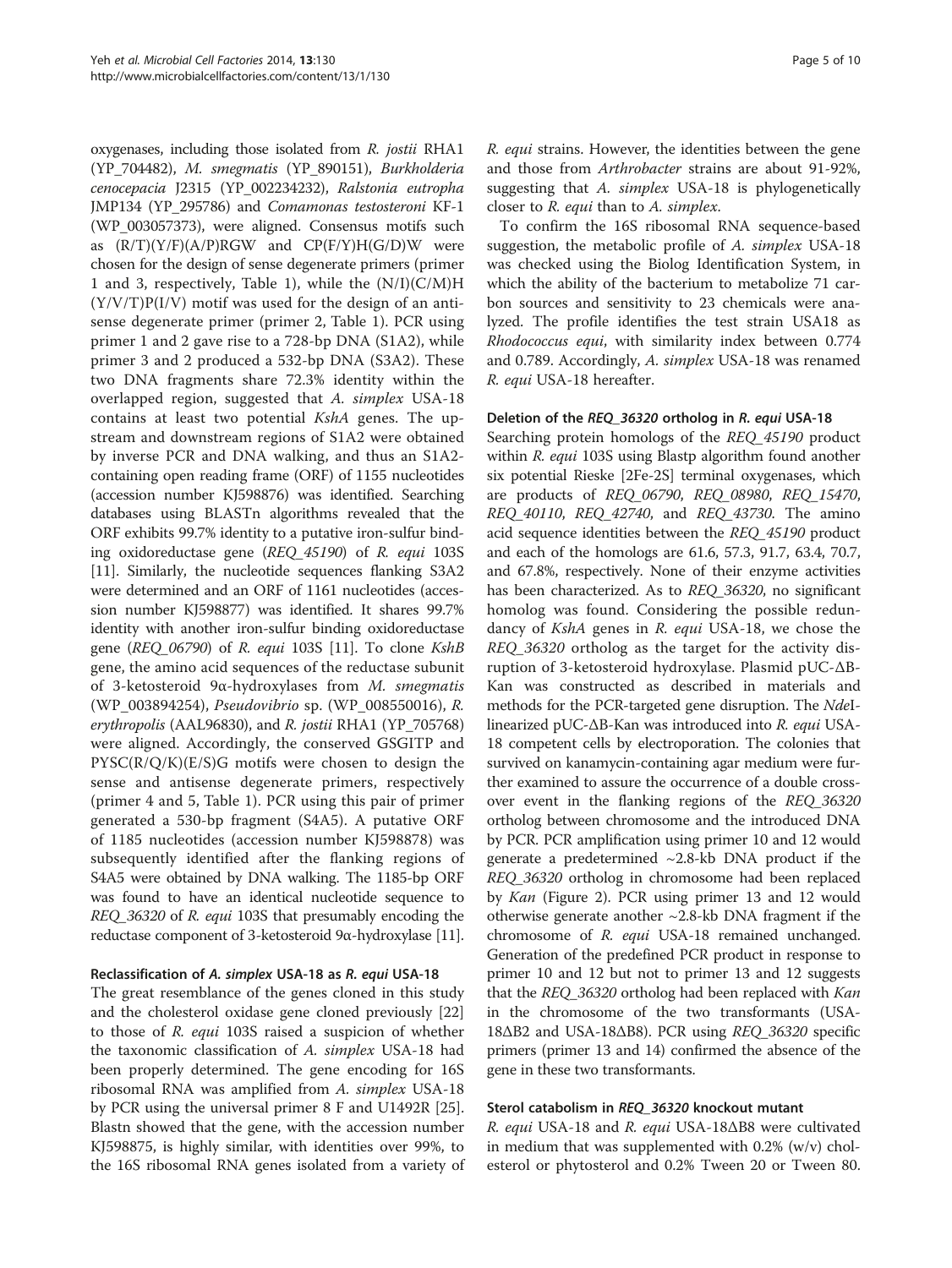oxygenases, including those isolated from *R. jostii* RHA1 (YP_704482), *M. smegmatis* (YP_890151), *Burkholderia cenocepacia* J2315 (YP_002234232), *Ralstonia eutropha* JMP134 (YP_295786) and *Comamonas testosteroni* KF-1 (WP_003057373), were aligned. Consensus motifs such as (R/T)(Y/F)(A/P)RGW and CP(F/Y)H(G/D)W were chosen for the design of sense degenerate primers (primer 1 and 3, respectively, Table 1), while the (N/I)(C/M)H (Y/V/T)P(I/V) motif was used for the design of an antisense degenerate primer (primer 2, Table 1). PCR using primer 1 and 2 gave rise to a 728-bp DNA (S1A2), while primer 3 and 2 produced a 532-bp DNA (S3A2). These two DNA fragments share 72.3% identity within the overlapped region, suggested that *A. simplex* USA-18 contains at least two potential *KshA* genes. The upstream and downstream regions of S1A2 were obtained by inverse PCR and DNA walking, and thus an S1A2-containing open reading frame (ORF) of 1155 nucleotides (accession number KJ598876) was identified. Searching databases using BLASTn algorithms revealed that the ORF exhibits 99.7% identity to a putative iron-sulfur binding oxidoreductase gene (*REQ_45190*) of *R. equi* 103S [11]. Similarly, the nucleotide sequences flanking S3A2 were determined and an ORF of 1161 nucleotides (accession number KJ598877) was identified. It shares 99.7% identity with another iron-sulfur binding oxidoreductase gene (*REQ_06790*) of *R. equi* 103S [11]. To clone *KshB* gene, the amino acid sequences of the reductase subunit of 3-ketosteroid 9α-hydroxylases from *M. smegmatis* (WP_003894254), *Pseudovibrio* sp. (WP_008550016), *R. erythropolis* (AAL96830), and *R. jostii* RHA1 (YP_705768) were aligned. Accordingly, the conserved GSGITP and PYSC(R/Q/K)(E/S)G motifs were chosen to design the sense and antisense degenerate primers, respectively (primer 4 and 5, Table 1). PCR using this pair of primer generated a 530-bp fragment (S4A5). A putative ORF of 1185 nucleotides (accession number KJ598878) was subsequently identified after the flanking regions of S4A5 were obtained by DNA walking. The 1185-bp ORF was found to have an identical nucleotide sequence to *REQ_36320* of *R. equi* 103S that presumably encoding the reductase component of 3-ketosteroid 9α-hydroxylase [11].

### Reclassification of *A. simplex* USA-18 as *R. equi* USA-18

The great resemblance of the genes cloned in this study and the cholesterol oxidase gene cloned previously [22] to those of *R. equi* 103S raised a suspicion of whether the taxonomic classification of *A. simplex* USA-18 had been properly determined. The gene encoding for 16S ribosomal RNA was amplified from *A. simplex* USA-18 by PCR using the universal primer 8 F and U1492R [25]. Blastn showed that the gene, with the accession number KJ598875, is highly similar, with identities over 99%, to the 16S ribosomal RNA genes isolated from a variety of *R. equi* strains. However, the identities between the gene and those from *Arthrobacter* strains are about 91-92%, suggesting that *A. simplex* USA-18 is phylogenetically closer to *R. equi* than to *A. simplex*.

To confirm the 16S ribosomal RNA sequence-based suggestion, the metabolic profile of *A. simplex* USA-18 was checked using the Biolog Identification System, in which the ability of the bacterium to metabolize 71 carbon sources and sensitivity to 23 chemicals were analyzed. The profile identifies the test strain USA18 as *Rhodococcus equi*, with similarity index between 0.774 and 0.789. Accordingly, *A. simplex* USA-18 was renamed *R. equi* USA-18 hereafter.

### Deletion of the *REQ_36320* ortholog in *R. equi* USA-18

Searching protein homologs of the *REQ_45190* product within *R. equi* 103S using Blastp algorithm found another six potential Rieske [2Fe-2S] terminal oxygenases, which are products of *REQ_06790*, *REQ_08980*, *REQ_15470*, *REQ_40110*, *REQ_42740*, and *REQ_43730*. The amino acid sequence identities between the *REQ_45190* product and each of the homologs are 61.6, 57.3, 91.7, 63.4, 70.7, and 67.8%, respectively. None of their enzyme activities has been characterized. As to *REQ_36320*, no significant homolog was found. Considering the possible redundancy of *KshA* genes in *R. equi* USA-18, we chose the *REQ_36320* ortholog as the target for the activity disruption of 3-ketosteroid hydroxylase. Plasmid pUC-ΔB-Kan was constructed as described in materials and methods for the PCR-targeted gene disruption. The *Nde*I-linearized pUC-ΔB-Kan was introduced into *R. equi* USA-18 competent cells by electroporation. The colonies that survived on kanamycin-containing agar medium were further examined to assure the occurrence of a double crossover event in the flanking regions of the *REQ_36320* ortholog between chromosome and the introduced DNA by PCR. PCR amplification using primer 10 and 12 would generate a predetermined ~2.8-kb DNA product if the *REQ_36320* ortholog in chromosome had been replaced by *Kan* (Figure 2). PCR using primer 13 and 12 would otherwise generate another ~2.8-kb DNA fragment if the chromosome of *R. equi* USA-18 remained unchanged. Generation of the predefined PCR product in response to primer 10 and 12 but not to primer 13 and 12 suggests that the *REQ_36320* ortholog had been replaced with *Kan* in the chromosome of the two transformants (USA-18ΔB2 and USA-18ΔB8). PCR using *REQ_36320* specific primers (primer 13 and 14) confirmed the absence of the gene in these two transformants.

### Sterol catabolism in *REQ_36320* knockout mutant

*R. equi* USA-18 and *R. equi* USA-18ΔB8 were cultivated in medium that was supplemented with 0.2% (w/v) cholesterol or phytosterol and 0.2% Tween 20 or Tween 80.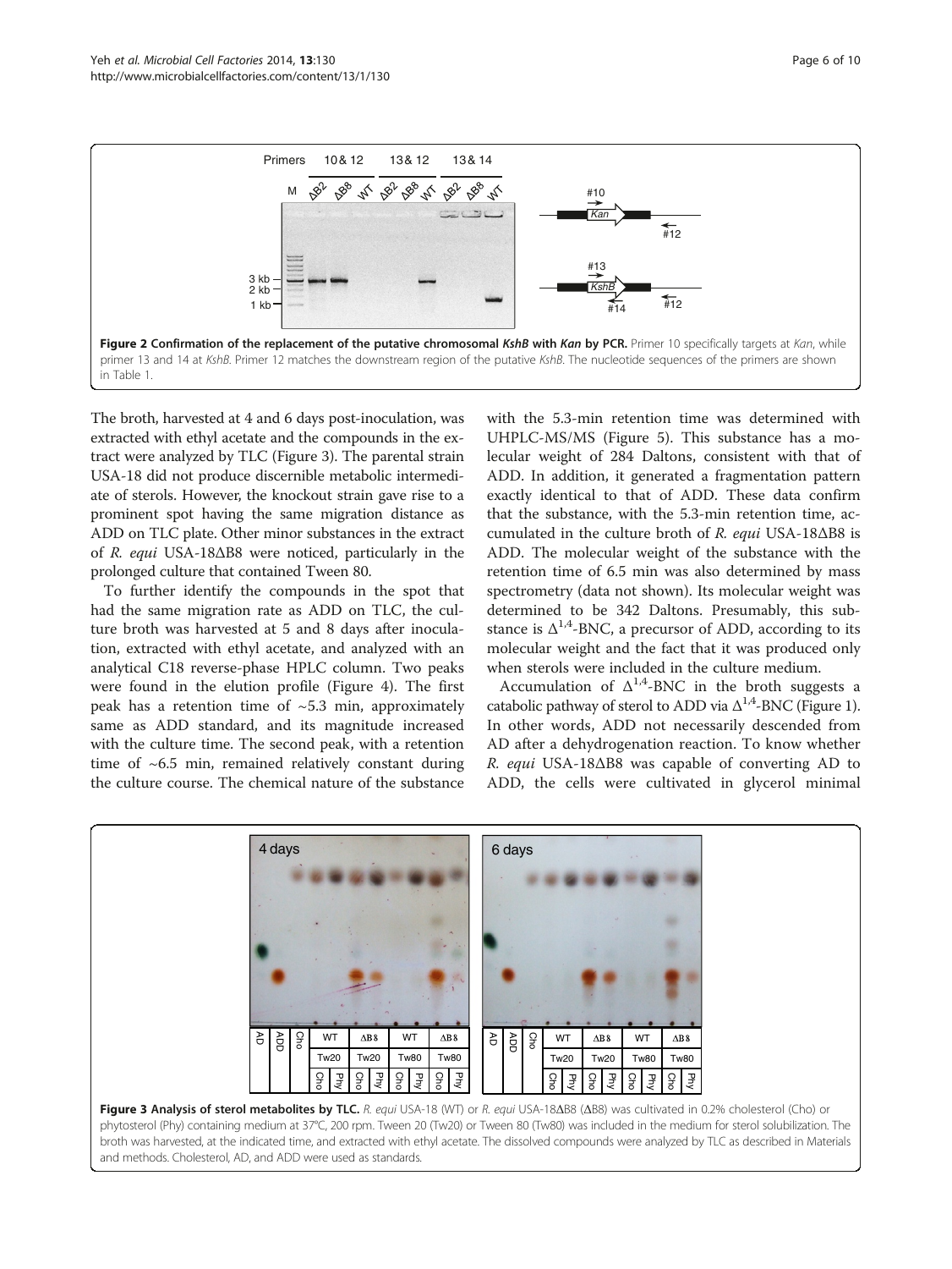Figure 2 Confirmation of the replacement of the putative chromosomal *KshB* with *Kan* by PCR. Primer 10 specifically targets at *Kan*, while primer 13 and 14 at *KshB*. Primer 12 matches the downstream region of the putative *KshB*. The nucleotide sequences of the primers are shown in Table 1.

The broth, harvested at 4 and 6 days post-inoculation, was extracted with ethyl acetate and the compounds in the extract were analyzed by TLC (Figure 3). The parental strain USA-18 did not produce discernible metabolic intermediate of sterols. However, the knockout strain gave rise to a prominent spot having the same migration distance as ADD on TLC plate. Other minor substances in the extract of *R. equi* USA-18ΔB8 were noticed, particularly in the prolonged culture that contained Tween 80.

To further identify the compounds in the spot that had the same migration rate as ADD on TLC, the culture broth was harvested at 5 and 8 days after inoculation, extracted with ethyl acetate, and analyzed with an analytical C18 reverse-phase HPLC column. Two peaks were found in the elution profile (Figure 4). The first peak has a retention time of ~5.3 min, approximately same as ADD standard, and its magnitude increased with the culture time. The second peak, with a retention time of ~6.5 min, remained relatively constant during the culture course. The chemical nature of the substance with the 5.3-min retention time was determined with UHPLC-MS/MS (Figure 5). This substance has a molecular weight of 284 Daltons, consistent with that of ADD. In addition, it generated a fragmentation pattern exactly identical to that of ADD. These data confirm that the substance, with the 5.3-min retention time, accumulated in the culture broth of *R. equi* USA-18ΔB8 is ADD. The molecular weight of the substance with the retention time of 6.5 min was also determined by mass spectrometry (data not shown). Its molecular weight was determined to be 342 Daltons. Presumably, this substance is $\Delta^{1,4}$-BNC, a precursor of ADD, according to its molecular weight and the fact that it was produced only when sterols were included in the culture medium.

Accumulation of $\Delta^{1,4}$-BNC in the broth suggests a catabolic pathway of sterol to ADD via $\Delta^{1,4}$-BNC (Figure 1). In other words, ADD not necessarily descended from AD after a dehydrogenation reaction. To know whether *R. equi* USA-18ΔB8 was capable of converting AD to ADD, the cells were cultivated in glycerol minimal

Figure 3 Analysis of sterol metabolites by TLC. *R. equi* USA-18 (WT) or *R. equi* USA-18ΔB8 (ΔB8) was cultivated in 0.2% cholesterol (Cho) or phytosterol (Phy) containing medium at 37°C, 200 rpm. Tween 20 (Tw20) or Tween 80 (Tw80) was included in the medium for sterol solubilization. The broth was harvested, at the indicated time, and extracted with ethyl acetate. The dissolved compounds were analyzed by TLC as described in Materials and methods. Cholesterol, AD, and ADD were used as standards.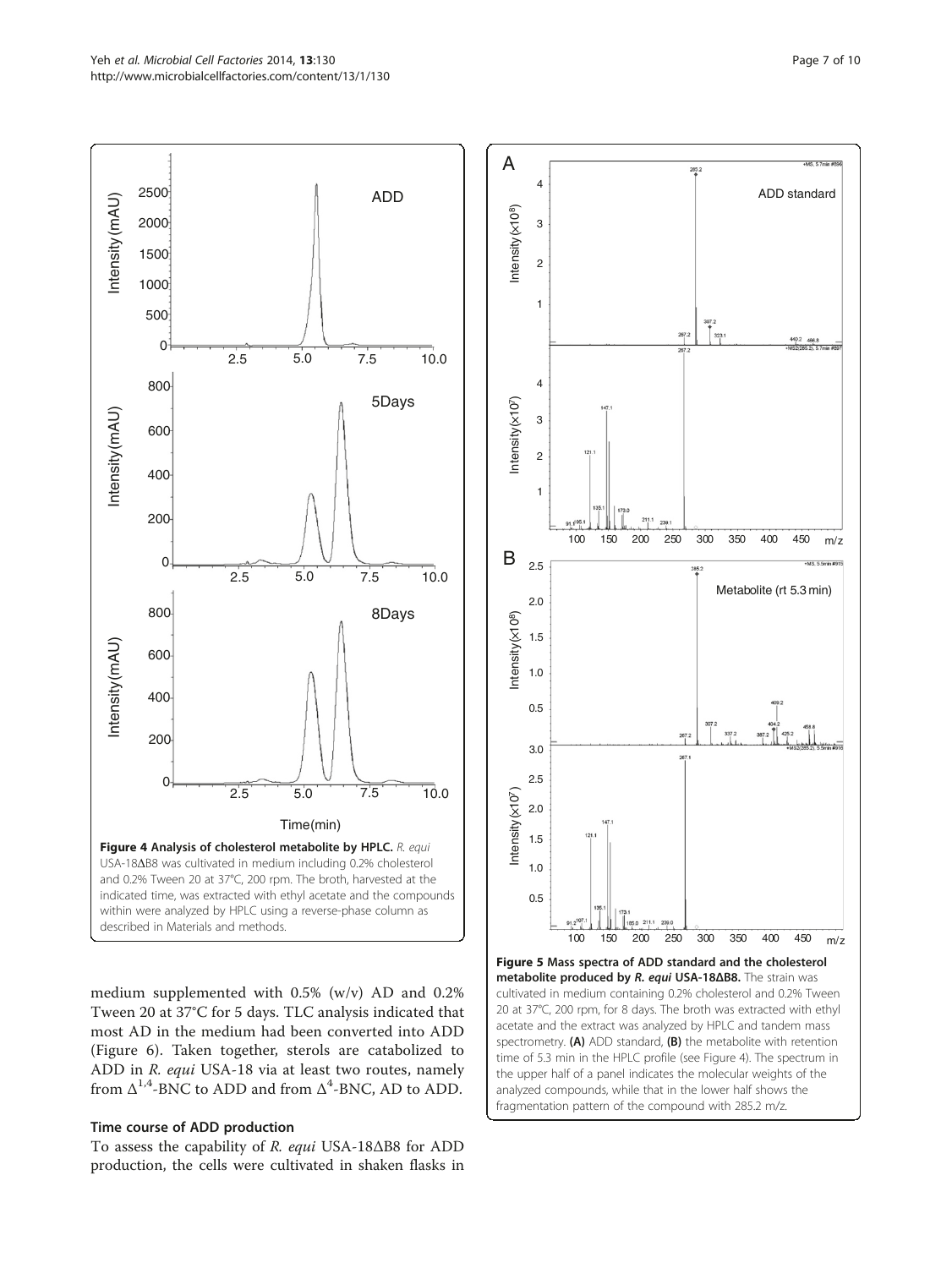**Figure 4 Analysis of cholesterol metabolite by HPLC.** *R. equi* USA-18ΔB8 was cultivated in medium including 0.2% cholesterol and 0.2% Tween 20 at 37°C, 200 rpm. The broth, harvested at the indicated time, was extracted with ethyl acetate and the compounds within were analyzed by HPLC using a reverse-phase column as described in Materials and methods.

**Figure 5 Mass spectra of ADD standard and the cholesterol metabolite produced by *R. equi* USA-18ΔB8.** The strain was cultivated in medium containing 0.2% cholesterol and 0.2% Tween 20 at 37°C, 200 rpm, for 8 days. The broth was extracted with ethyl acetate and the extract was analyzed by HPLC and tandem mass spectrometry. **(A)** ADD standard, **(B)** the metabolite with retention time of 5.3 min in the HPLC profile (see Figure 4). The spectrum in the upper half of a panel indicates the molecular weights of the analyzed compounds, while that in the lower half shows the fragmentation pattern of the compound with 285.2 m/z.

medium supplemented with 0.5% (w/v) AD and 0.2% Tween 20 at 37°C for 5 days. TLC analysis indicated that most AD in the medium had been converted into ADD (Figure 6). Taken together, sterols are catabolized to ADD in *R. equi* USA-18 via at least two routes, namely from $\Delta^{1,4}$-BNC to ADD and from $\Delta^{4}$-BNC, AD to ADD.

### Time course of ADD production

To assess the capability of *R. equi* USA-18ΔB8 for ADD production, the cells were cultivated in shaken flasks in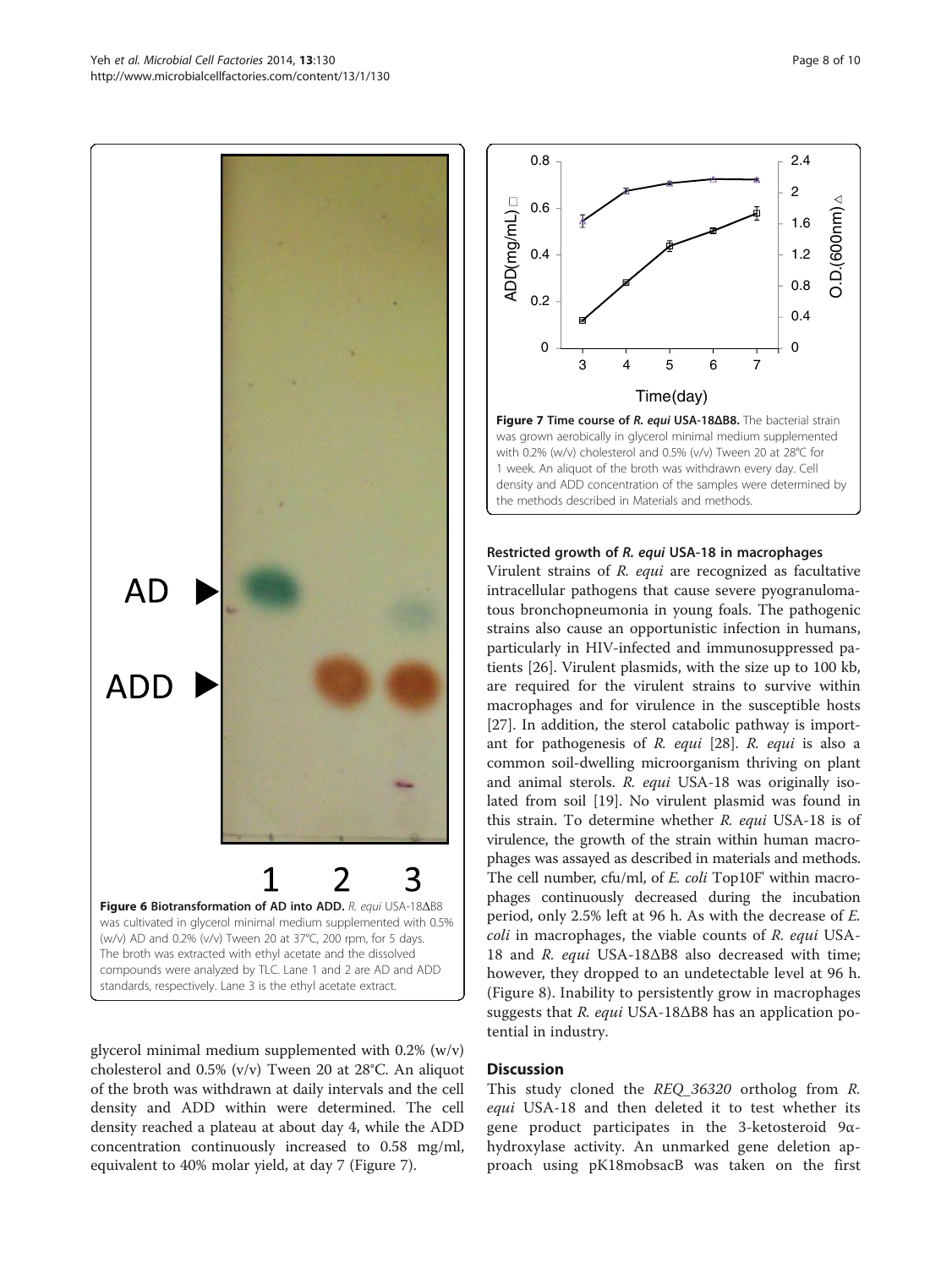Figure 6 Biotransformation of AD into ADD. *R. equi* USA-18ΔB8 was cultivated in glycerol minimal medium supplemented with 0.5% (w/v) AD and 0.2% (v/v) Tween 20 at 37°C, 200 rpm, for 5 days. The broth was extracted with ethyl acetate and the dissolved compounds were analyzed by TLC. Lane 1 and 2 are AD and ADD standards, respectively. Lane 3 is the ethyl acetate extract.

glycerol minimal medium supplemented with 0.2% (w/v) cholesterol and 0.5% (v/v) Tween 20 at 28°C. An aliquot of the broth was withdrawn at daily intervals and the cell density and ADD within were determined. The cell density reached a plateau at about day 4, while the ADD concentration continuously increased to 0.58 mg/ml, equivalent to 40% molar yield, at day 7 (Figure 7).

Figure 7 Time course of *R. equi* USA-18ΔB8. The bacterial strain was grown aerobically in glycerol minimal medium supplemented with 0.2% (w/v) cholesterol and 0.5% (v/v) Tween 20 at 28°C for 1 week. An aliquot of the broth was withdrawn every day. Cell density and ADD concentration of the samples were determined by the methods described in Materials and methods.

### Restricted growth of *R. equi* USA-18 in macrophages

Virulent strains of *R. equi* are recognized as facultative intracellular pathogens that cause severe pyogranulomatous bronchopneumonia in young foals. The pathogenic strains also cause an opportunistic infection in humans, particularly in HIV-infected and immunosuppressed patients [26]. Virulent plasmids, with the size up to 100 kb, are required for the virulent strains to survive within macrophages and for virulence in the susceptible hosts [27]. In addition, the sterol catabolic pathway is important for pathogenesis of *R. equi* [28]. *R. equi* is also a common soil-dwelling microorganism thriving on plant and animal sterols. *R. equi* USA-18 was originally isolated from soil [19]. No virulent plasmid was found in this strain. To determine whether *R. equi* USA-18 is of virulence, the growth of the strain within human macrophages was assayed as described in materials and methods. The cell number, cfu/ml, of *E. coli* Top10F' within macrophages continuously decreased during the incubation period, only 2.5% left at 96 h. As with the decrease of *E. coli* in macrophages, the viable counts of *R. equi* USA-18 and *R. equi* USA-18ΔB8 also decreased with time; however, they dropped to an undetectable level at 96 h. (Figure 8). Inability to persistently grow in macrophages suggests that *R. equi* USA-18ΔB8 has an application potential in industry.

## Discussion

This study cloned the *REQ_36320* ortholog from *R. equi* USA-18 and then deleted it to test whether its gene product participates in the 3-ketosteroid 9α-hydroxylase activity. An unmarked gene deletion approach using pK18mobsacB was taken on the first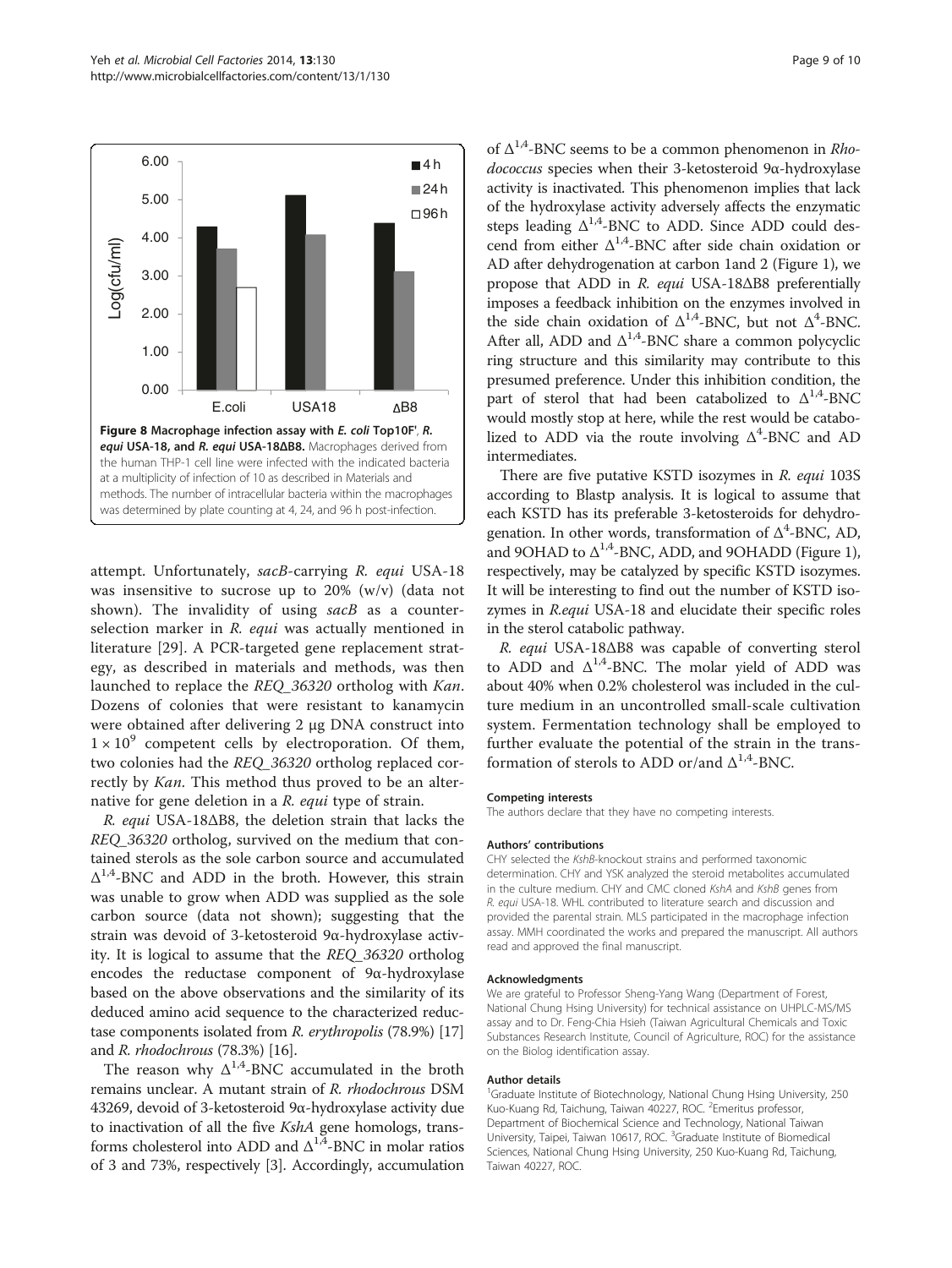Figure 8 Macrophage infection assay with *E. coli* Top10F', *R. equi* USA-18, and *R. equi* USA-18ΔB8. Macrophages derived from the human THP-1 cell line were infected with the indicated bacteria at a multiplicity of infection of 10 as described in Materials and methods. The number of intracellular bacteria within the macrophages was determined by plate counting at 4, 24, and 96 h post-infection.

attempt. Unfortunately, *sacB*-carrying *R. equi* USA-18 was insensitive to sucrose up to 20% (w/v) (data not shown). The invalidity of using *sacB* as a counter-selection marker in *R. equi* was actually mentioned in literature [29]. A PCR-targeted gene replacement strategy, as described in materials and methods, was then launched to replace the *REQ_36320* ortholog with *Kan*. Dozens of colonies that were resistant to kanamycin were obtained after delivering 2 μg DNA construct into $1 \times 10^9$ competent cells by electroporation. Of them, two colonies had the *REQ_36320* ortholog replaced correctly by *Kan*. This method thus proved to be an alternative for gene deletion in a *R. equi* type of strain.

*R. equi* USA-18ΔB8, the deletion strain that lacks the *REQ_36320* ortholog, survived on the medium that contained sterols as the sole carbon source and accumulated $\Delta^{1,4}$-BNC and ADD in the broth. However, this strain was unable to grow when ADD was supplied as the sole carbon source (data not shown); suggesting that the strain was devoid of 3-ketosteroid 9α-hydroxylase activity. It is logical to assume that the *REQ_36320* ortholog encodes the reductase component of 9α-hydroxylase based on the above observations and the similarity of its deduced amino acid sequence to the characterized reductase components isolated from *R. erythropolis* (78.9%) [17] and *R. rhodochrous* (78.3%) [16].

The reason why $\Delta^{1,4}$-BNC accumulated in the broth remains unclear. A mutant strain of *R. rhodochrous* DSM 43269, devoid of 3-ketosteroid 9α-hydroxylase activity due to inactivation of all the five *KshA* gene homologs, transforms cholesterol into ADD and $\Delta^{1,4}$-BNC in molar ratios of 3 and 73%, respectively [3]. Accordingly, accumulation of $\Delta^{1,4}$-BNC seems to be a common phenomenon in *Rhodococcus* species when their 3-ketosteroid 9α-hydroxylase activity is inactivated. This phenomenon implies that lack of the hydroxylase activity adversely affects the enzymatic steps leading $\Delta^{1,4}$-BNC to ADD. Since ADD could descend from either $\Delta^{1,4}$-BNC after side chain oxidation or AD after dehydrogenation at carbon 1and 2 (Figure 1), we propose that ADD in *R. equi* USA-18ΔB8 preferentially imposes a feedback inhibition on the enzymes involved in the side chain oxidation of $\Delta^{1,4}$-BNC, but not $\Delta^{4}$-BNC. After all, ADD and $\Delta^{1,4}$-BNC share a common polycyclic ring structure and this similarity may contribute to this presumed preference. Under this inhibition condition, the part of sterol that had been catabolized to $\Delta^{1,4}$-BNC would mostly stop at here, while the rest would be catabolized to ADD via the route involving $\Delta^{4}$-BNC and AD intermediates.

There are five putative KSTD isozymes in *R. equi* 103S according to Blastp analysis. It is logical to assume that each KSTD has its preferable 3-ketosteroids for dehydrogenation. In other words, transformation of $\Delta^{4}$-BNC, AD, and 9OHAD to $\Delta^{1,4}$-BNC, ADD, and 9OHADD (Figure 1), respectively, may be catalyzed by specific KSTD isozymes. It will be interesting to find out the number of KSTD isozymes in *R.equi* USA-18 and elucidate their specific roles in the sterol catabolic pathway.

*R. equi* USA-18ΔB8 was capable of converting sterol to ADD and $\Delta^{1,4}$-BNC. The molar yield of ADD was about 40% when 0.2% cholesterol was included in the culture medium in an uncontrolled small-scale cultivation system. Fermentation technology shall be employed to further evaluate the potential of the strain in the transformation of sterols to ADD or/and $\Delta^{1,4}$-BNC.

#### Competing interests
The authors declare that they have no competing interests.

#### Authors' contributions
CHY selected the *KshB*-knockout strains and performed taxonomic determination. CHY and YSK analyzed the steroid metabolites accumulated in the culture medium. CHY and CMC cloned *KshA* and *KshB* genes from *R. equi* USA-18. WHL contributed to literature search and discussion and provided the parental strain. MLS participated in the macrophage infection assay. MMH coordinated the works and prepared the manuscript. All authors read and approved the final manuscript.

#### Acknowledgments
We are grateful to Professor Sheng-Yang Wang (Department of Forest, National Chung Hsing University) for technical assistance on UHPLC-MS/MS assay and to Dr. Feng-Chia Hsieh (Taiwan Agricultural Chemicals and Toxic Substances Research Institute, Council of Agriculture, ROC) for the assistance on the Biolog identification assay.

#### Author details
[1]Graduate Institute of Biotechnology, National Chung Hsing University, 250 Kuo-Kuang Rd, Taichung, Taiwan 40227, ROC. [2]Emeritus professor, Department of Biochemical Science and Technology, National Taiwan University, Taipei, Taiwan 10617, ROC. [3]Graduate Institute of Biomedical Sciences, National Chung Hsing University, 250 Kuo-Kuang Rd, Taichung, Taiwan 40227, ROC.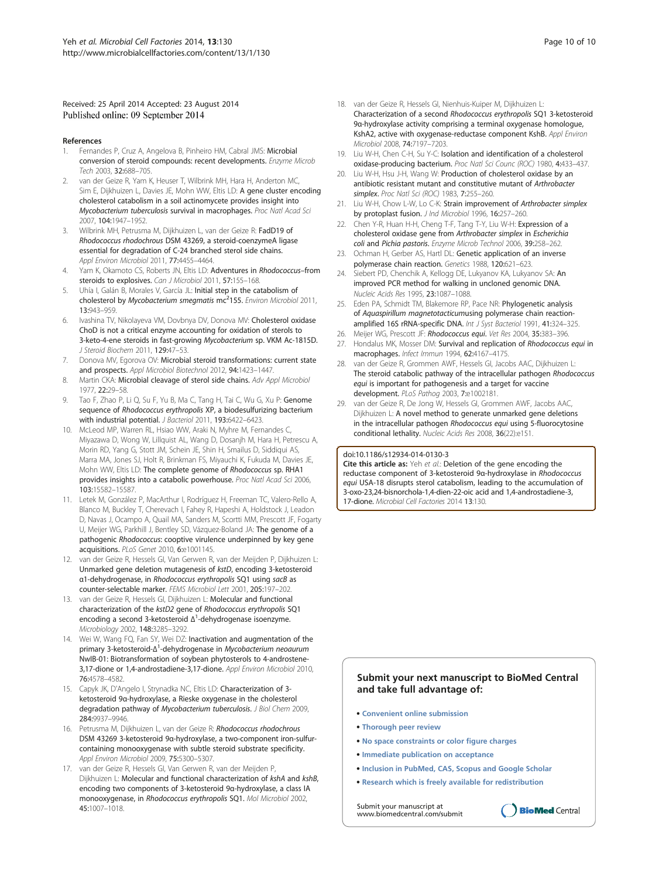Received: 25 April 2014 Accepted: 23 August 2014
Published online: 09 September 2014

## References

1. Fernandes P, Cruz A, Angelova B, Pinheiro HM, Cabral JMS: **Microbial conversion of steroid compounds: recent developments.** *Enzyme Microb Tech* 2003, **32:**688–705.
2. van der Geize R, Yam K, Heuser T, Wilbrink MH, Hara H, Anderton MC, Sim E, Dijkhuizen L, Davies JE, Mohn WW, Eltis LD: **A gene cluster encoding cholesterol catabolism in a soil actinomycete provides insight into *Mycobacterium tuberculosis* survival in macrophages.** *Proc Natl Acad Sci* 2007, **104:**1947–1952.
3. Wilbrink MH, Petrusma M, Dijkhuizen L, van der Geize R: **FadD19 of *Rhodococcus rhodochrous* DSM 43269, a steroid-coenzymeA ligase essential for degradation of C-24 branched sterol side chains.** *Appl Environ Microbiol* 2011, **77:**4455–4464.
4. Yam K, Okamoto CS, Roberts JN, Eltis LD: **Adventures in *Rhodococcus*–from steroids to explosives.** *Can J Microbiol* 2011, **57:**155–168.
5. Uhía I, Galán B, Morales V, García JL: **Initial step in the catabolism of cholesterol by *Mycobacterium smegmatis* mc$^2$155.** *Environ Microbiol* 2011, **13:**943–959.
6. Ivashina TV, Nikolayeva VM, Dovbnya DV, Donova MV: **Cholesterol oxidase ChoD is not a critical enzyme accounting for oxidation of sterols to 3-keto-4-ene steroids in fast-growing *Mycobacterium* sp. VKM Ac-1815D.** *J Steroid Biochem* 2011, **129:**47–53.
7. Donova MV, Egorova OV: **Microbial steroid transformations: current state and prospects.** *Appl Microbiol Biotechnol* 2012, **94:**1423–1447.
8. Martin CKA: **Microbial cleavage of steroid side chains.** *Adv Appl Microbiol* 1977, **22:**29–58.
9. Tao F, Zhao P, Li Q, Su F, Yu B, Ma C, Tang H, Tai C, Wu G, Xu P: **Genome sequence of *Rhodococcus erythropolis* XP, a biodesulfurizing bacterium with industrial potential.** *J Bacteriol* 2011, **193:**6422–6423.
10. McLeod MP, Warren RL, Hsiao WW, Araki N, Myhre M, Fernandes C, Miyazawa D, Wong W, Lillquist AL, Wang D, Dosanjh M, Hara H, Petrescu A, Morin RD, Yang G, Stott JM, Schein JE, Shin H, Smailus D, Siddiqui AS, Marra MA, Jones SJ, Holt R, Brinkman FS, Miyauchi K, Fukuda M, Davies JE, Mohn WW, Eltis LD: **The complete genome of *Rhodococcus* sp. RHA1 provides insights into a catabolic powerhouse.** *Proc Natl Acad Sci* 2006, **103:**15582–15587.
11. Letek M, González P, MacArthur I, Rodríguez H, Freeman TC, Valero-Rello A, Blanco M, Buckley T, Cherevach I, Fahey R, Hapeshi A, Holdstock J, Leadon D, Navas J, Ocampo A, Quail MA, Sanders M, Scortti MM, Prescott JF, Fogarty U, Meijer WG, Parkhill J, Bentley SD, Vázquez-Boland JA: **The genome of a pathogenic *Rhodococcus*: cooptive virulence underpinned by key gene acquisitions.** *PLoS Genet* 2010, **6:**e1001145.
12. van der Geize R, Hessels GI, Van Gerwen R, van der Meijden P, Dijkhuizen L: **Unmarked gene deletion mutagenesis of *kstD*, encoding 3-ketosteroid α1-dehydrogenase, in *Rhodococcus erythropolis* SQ1 using *sacB* as counter-selectable marker.** *FEMS Microbiol Lett* 2001, **205:**197–202.
13. van der Geize R, Hessels GI, Dijkhuizen L: **Molecular and functional characterization of the *kstD2* gene of *Rhodococcus erythropolis* SQ1 encoding a second 3-ketosteroid $\Delta^1$-dehydrogenase isoenzyme.** *Microbiology* 2002, **148:**3285–3292.
14. Wei W, Wang FQ, Fan SY, Wei DZ: **Inactivation and augmentation of the primary 3-ketosteroid-$\Delta^1$-dehydrogenase in *Mycobacterium neoaurum* NwIB-01: Biotransformation of soybean phytosterols to 4-androstene-3,17-dione or 1,4-androstadiene-3,17-dione.** *Appl Environ Microbiol* 2010, **76:**4578–4582.
15. Capyk JK, D'Angelo I, Strynadka NC, Eltis LD: **Characterization of 3-ketosteroid 9α-hydroxylase, a Rieske oxygenase in the cholesterol degradation pathway of *Mycobacterium tuberculosis*.** *J Biol Chem* 2009, **284:**9937–9946.
16. Petrusma M, Dijkhuizen L, van der Geize R: ***Rhodococcus rhodochrous* DSM 43269 3-ketosteroid 9α-hydroxylase, a two-component iron-sulfur-containing monooxygenase with subtle steroid substrate specificity.** *Appl Environ Microbiol* 2009, **75:**5300–5307.
17. van der Geize R, Hessels GI, Van Gerwen R, van der Meijden P, Dijkhuizen L: **Molecular and functional characterization of *kshA* and *kshB*, encoding two components of 3-ketosteroid 9α-hydroxylase, a class IA monooxygenase, in *Rhodococcus erythropolis* SQ1.** *Mol Microbiol* 2002, **45:**1007–1018.
18. van der Geize R, Hessels GI, Nienhuis-Kuiper M, Dijkhuizen L: **Characterization of a second *Rhodococcus erythropolis* SQ1 3-ketosteroid 9α-hydroxylase activity comprising a terminal oxygenase homologue, KshA2, active with oxygenase-reductase component KshB.** *Appl Environ Microbiol* 2008, **74:**7197–7203.
19. Liu W-H, Chen C-H, Su Y-C: **Isolation and identification of a cholesterol oxidase-producing bacterium.** *Proc Natl Sci Counc (ROC)* 1980, **4:**433–437.
20. Liu W-H, Hsu J-H, Wang W: **Production of cholesterol oxidase by an antibiotic resistant mutant and constitutive mutant of *Arthrobacter simplex*.** *Proc Natl Sci (ROC)* 1983, **7:**255–260.
21. Liu W-H, Chow L-W, Lo C-K: **Strain improvement of *Arthrobacter simplex* by protoplast fusion.** *J Ind Microbiol* 1996, **16:**257–260.
22. Chen Y-R, Huan H-H, Cheng T-F, Tang T-Y, Liu W-H: **Expression of a cholesterol oxidase gene from *Arthrobacter simplex* in *Escherichia coli* and *Pichia pastoris*.** *Enzyme Microb Technol* 2006, **39:**258–262.
23. Ochman H, Gerber AS, Hartl DL: **Genetic application of an inverse polymerase chain reaction.** *Genetics* 1988, **120:**621–623.
24. Siebert PD, Chenchik A, Kellogg DE, Lukyanov KA, Lukyanov SA: **An improved PCR method for walking in uncloned genomic DNA.** *Nucleic Acids Res* 1995, **23:**1087–1088.
25. Eden PA, Schmidt TM, Blakemore RP, Pace NR: **Phylogenetic analysis of *Aquaspirillum magnetotacticum*using polymerase chain reaction-amplified 16S rRNA-specific DNA.** *Int J Syst Bacteriol* 1991, **41:**324–325.
26. Meijer WG, Prescott JF: ***Rhodococcus equi*.** *Vet Res* 2004, **35:**383–396.
27. Hondalus MK, Mosser DM: **Survival and replication of *Rhodococcus equi* in macrophages.** *Infect Immun* 1994, **62:**4167–4175.
28. van der Geize R, Grommen AWF, Hessels GI, Jacobs AAC, Dijkhuizen L: **The steroid catabolic pathway of the intracellular pathogen *Rhodococcus equi* is important for pathogenesis and a target for vaccine development.** *PLoS Pathog* 2003, **7:**e1002181.
29. van der Geize R, De Jong W, Hessels GI, Grommen AWF, Jacobs AAC, Dijkhuizen L: **A novel method to generate unmarked gene deletions in the intracellular pathogen *Rhodococcus equi* using 5-fluorocytosine conditional lethality.** *Nucleic Acids Res* 2008, **36**(22)**:**e151.

doi:10.1186/s12934-014-0130-3

**Cite this article as:** Yeh *et al.*: Deletion of the gene encoding the reductase component of 3-ketosteroid 9α-hydroxylase in *Rhodococcus equi* USA-18 disrupts sterol catabolism, leading to the accumulation of 3-oxo-23,24-bisnorchola-1,4-dien-22-oic acid and 1,4-androstadiene-3,17-dione. *Microbial Cell Factories* 2014 **13**:130.

**Submit your next manuscript to BioMed Central and take full advantage of:**

- **Convenient online submission**
- **Thorough peer review**
- **No space constraints or color figure charges**
- **Immediate publication on acceptance**
- **Inclusion in PubMed, CAS, Scopus and Google Scholar**
- **Research which is freely available for redistribution**

Submit your manuscript at
www.biomedcentral.com/submit

BioMed Central